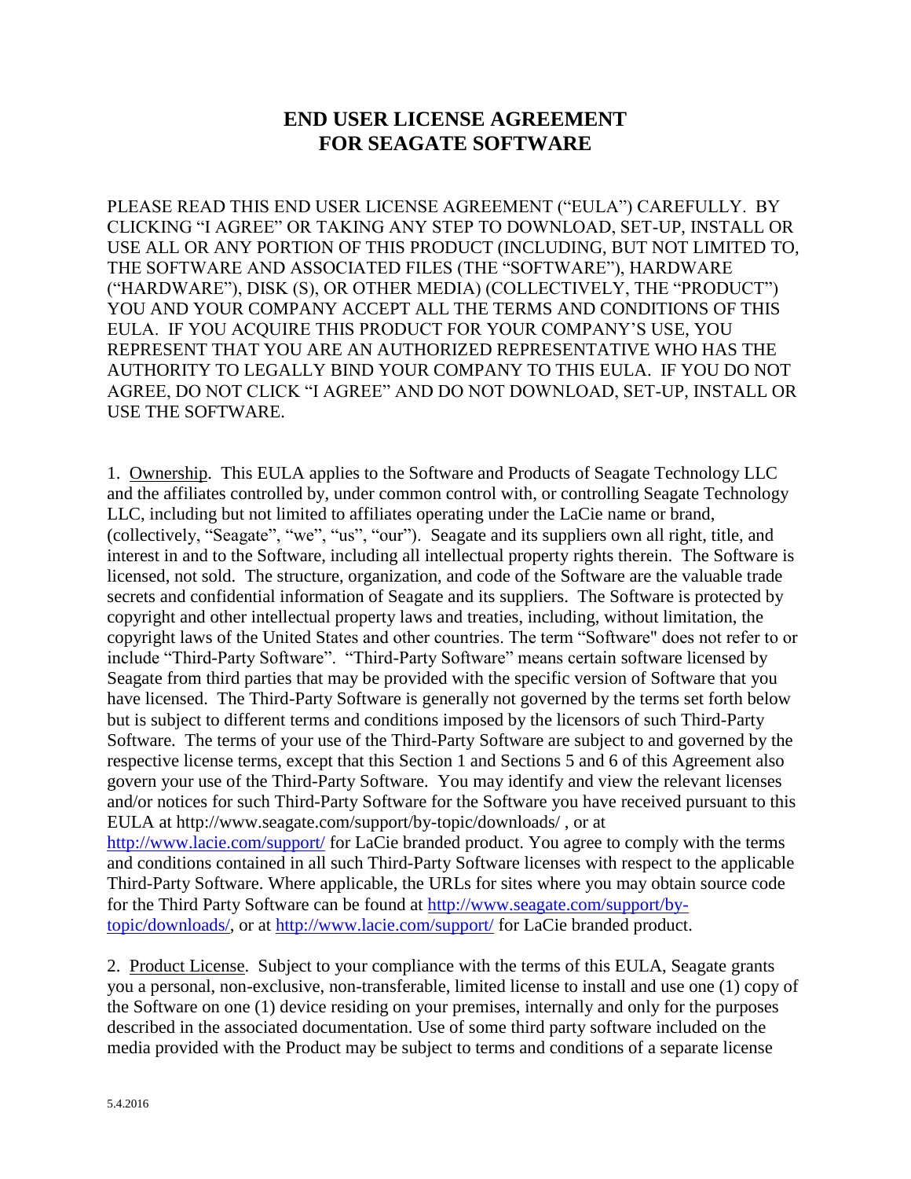# END USER LICENSE AGREEMENT FOR SEAGATE SOFTWARE

PLEASE READ THIS END USER LICENSE AGREEMENT ("EULA") CAREFULLY. BY CLICKING "I AGREE" OR TAKING ANY STEP TO DOWNLOAD, SET-UP, INSTALL OR USE ALL OR ANY PORTION OF THIS PRODUCT (INCLUDING, BUT NOT LIMITED TO, THE SOFTWARE AND ASSOCIATED FILES (THE "SOFTWARE"), HARDWARE ("HARDWARE"), DISK (S), OR OTHER MEDIA) (COLLECTIVELY, THE "PRODUCT") YOU AND YOUR COMPANY ACCEPT ALL THE TERMS AND CONDITIONS OF THIS EULA. IF YOU ACQUIRE THIS PRODUCT FOR YOUR COMPANY'S USE, YOU REPRESENT THAT YOU ARE AN AUTHORIZED REPRESENTATIVE WHO HAS THE AUTHORITY TO LEGALLY BIND YOUR COMPANY TO THIS EULA. IF YOU DO NOT AGREE, DO NOT CLICK "I AGREE" AND DO NOT DOWNLOAD, SET-UP, INSTALL OR USE THE SOFTWARE.

1. Ownership. This EULA applies to the Software and Products of Seagate Technology LLC and the affiliates controlled by, under common control with, or controlling Seagate Technology LLC, including but not limited to affiliates operating under the LaCie name or brand, (collectively, "Seagate", "we", "us", "our"). Seagate and its suppliers own all right, title, and interest in and to the Software, including all intellectual property rights therein. The Software is licensed, not sold. The structure, organization, and code of the Software are the valuable trade secrets and confidential information of Seagate and its suppliers. The Software is protected by copyright and other intellectual property laws and treaties, including, without limitation, the copyright laws of the United States and other countries. The term "Software" does not refer to or include "Third-Party Software". "Third-Party Software" means certain software licensed by Seagate from third parties that may be provided with the specific version of Software that you have licensed. The Third-Party Software is generally not governed by the terms set forth below but is subject to different terms and conditions imposed by the licensors of such Third-Party Software. The terms of your use of the Third-Party Software are subject to and governed by the respective license terms, except that this Section 1 and Sections 5 and 6 of this Agreement also govern your use of the Third-Party Software. You may identify and view the relevant licenses and/or notices for such Third-Party Software for the Software you have received pursuant to this EULA at http://www.seagate.com/support/by-topic/downloads/ , or at http://www.lacie.com/support/ for LaCie branded product. You agree to comply with the terms and conditions contained in all such Third-Party Software licenses with respect to the applicable Third-Party Software. Where applicable, the URLs for sites where you may obtain source code for the Third Party Software can be found at http://www.seagate.com/support/by-topic/downloads/, or at http://www.lacie.com/support/ for LaCie branded product.

2. Product License. Subject to your compliance with the terms of this EULA, Seagate grants you a personal, non-exclusive, non-transferable, limited license to install and use one (1) copy of the Software on one (1) device residing on your premises, internally and only for the purposes described in the associated documentation. Use of some third party software included on the media provided with the Product may be subject to terms and conditions of a separate license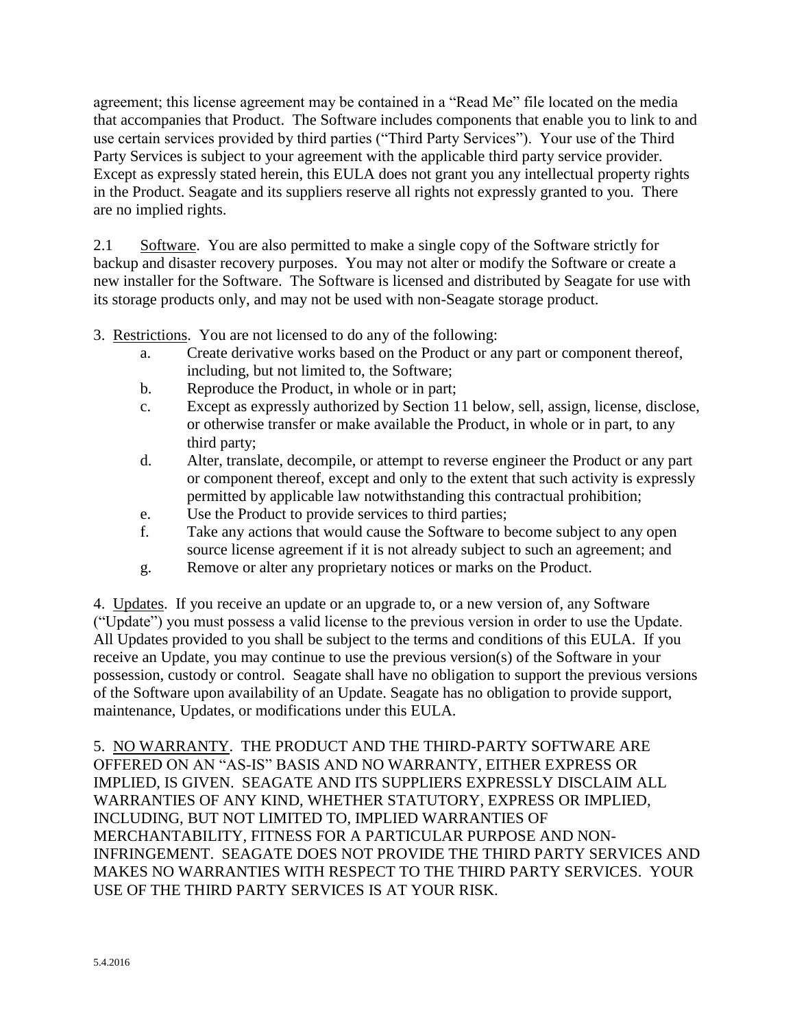agreement; this license agreement may be contained in a "Read Me" file located on the media that accompanies that Product. The Software includes components that enable you to link to and use certain services provided by third parties ("Third Party Services"). Your use of the Third Party Services is subject to your agreement with the applicable third party service provider. Except as expressly stated herein, this EULA does not grant you any intellectual property rights in the Product. Seagate and its suppliers reserve all rights not expressly granted to you. There are no implied rights.

2.1 Software. You are also permitted to make a single copy of the Software strictly for backup and disaster recovery purposes. You may not alter or modify the Software or create a new installer for the Software. The Software is licensed and distributed by Seagate for use with its storage products only, and may not be used with non-Seagate storage product.

3. Restrictions. You are not licensed to do any of the following:

a. Create derivative works based on the Product or any part or component thereof, including, but not limited to, the Software;

b. Reproduce the Product, in whole or in part;

c. Except as expressly authorized by Section 11 below, sell, assign, license, disclose, or otherwise transfer or make available the Product, in whole or in part, to any third party;

d. Alter, translate, decompile, or attempt to reverse engineer the Product or any part or component thereof, except and only to the extent that such activity is expressly permitted by applicable law notwithstanding this contractual prohibition;

e. Use the Product to provide services to third parties;

f. Take any actions that would cause the Software to become subject to any open source license agreement if it is not already subject to such an agreement; and

g. Remove or alter any proprietary notices or marks on the Product.

4. Updates. If you receive an update or an upgrade to, or a new version of, any Software ("Update") you must possess a valid license to the previous version in order to use the Update. All Updates provided to you shall be subject to the terms and conditions of this EULA. If you receive an Update, you may continue to use the previous version(s) of the Software in your possession, custody or control. Seagate shall have no obligation to support the previous versions of the Software upon availability of an Update. Seagate has no obligation to provide support, maintenance, Updates, or modifications under this EULA.

5. NO WARRANTY. THE PRODUCT AND THE THIRD-PARTY SOFTWARE ARE OFFERED ON AN "AS-IS" BASIS AND NO WARRANTY, EITHER EXPRESS OR IMPLIED, IS GIVEN. SEAGATE AND ITS SUPPLIERS EXPRESSLY DISCLAIM ALL WARRANTIES OF ANY KIND, WHETHER STATUTORY, EXPRESS OR IMPLIED, INCLUDING, BUT NOT LIMITED TO, IMPLIED WARRANTIES OF MERCHANTABILITY, FITNESS FOR A PARTICULAR PURPOSE AND NON-INFRINGEMENT. SEAGATE DOES NOT PROVIDE THE THIRD PARTY SERVICES AND MAKES NO WARRANTIES WITH RESPECT TO THE THIRD PARTY SERVICES. YOUR USE OF THE THIRD PARTY SERVICES IS AT YOUR RISK.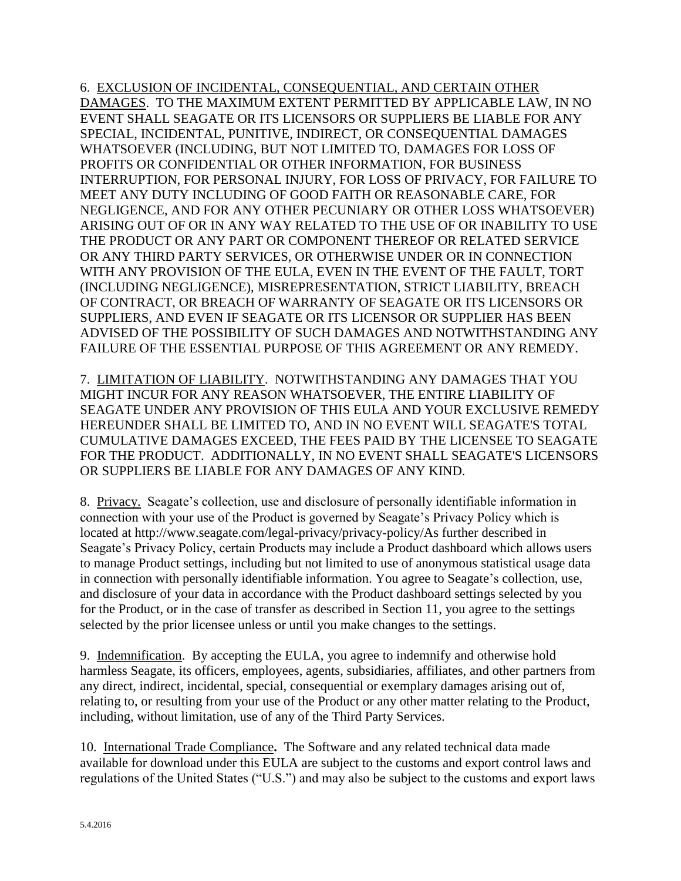6. EXCLUSION OF INCIDENTAL, CONSEQUENTIAL, AND CERTAIN OTHER DAMAGES. TO THE MAXIMUM EXTENT PERMITTED BY APPLICABLE LAW, IN NO EVENT SHALL SEAGATE OR ITS LICENSORS OR SUPPLIERS BE LIABLE FOR ANY SPECIAL, INCIDENTAL, PUNITIVE, INDIRECT, OR CONSEQUENTIAL DAMAGES WHATSOEVER (INCLUDING, BUT NOT LIMITED TO, DAMAGES FOR LOSS OF PROFITS OR CONFIDENTIAL OR OTHER INFORMATION, FOR BUSINESS INTERRUPTION, FOR PERSONAL INJURY, FOR LOSS OF PRIVACY, FOR FAILURE TO MEET ANY DUTY INCLUDING OF GOOD FAITH OR REASONABLE CARE, FOR NEGLIGENCE, AND FOR ANY OTHER PECUNIARY OR OTHER LOSS WHATSOEVER) ARISING OUT OF OR IN ANY WAY RELATED TO THE USE OF OR INABILITY TO USE THE PRODUCT OR ANY PART OR COMPONENT THEREOF OR RELATED SERVICE OR ANY THIRD PARTY SERVICES, OR OTHERWISE UNDER OR IN CONNECTION WITH ANY PROVISION OF THE EULA, EVEN IN THE EVENT OF THE FAULT, TORT (INCLUDING NEGLIGENCE), MISREPRESENTATION, STRICT LIABILITY, BREACH OF CONTRACT, OR BREACH OF WARRANTY OF SEAGATE OR ITS LICENSORS OR SUPPLIERS, AND EVEN IF SEAGATE OR ITS LICENSOR OR SUPPLIER HAS BEEN ADVISED OF THE POSSIBILITY OF SUCH DAMAGES AND NOTWITHSTANDING ANY FAILURE OF THE ESSENTIAL PURPOSE OF THIS AGREEMENT OR ANY REMEDY.

7. LIMITATION OF LIABILITY. NOTWITHSTANDING ANY DAMAGES THAT YOU MIGHT INCUR FOR ANY REASON WHATSOEVER, THE ENTIRE LIABILITY OF SEAGATE UNDER ANY PROVISION OF THIS EULA AND YOUR EXCLUSIVE REMEDY HEREUNDER SHALL BE LIMITED TO, AND IN NO EVENT WILL SEAGATE'S TOTAL CUMULATIVE DAMAGES EXCEED, THE FEES PAID BY THE LICENSEE TO SEAGATE FOR THE PRODUCT. ADDITIONALLY, IN NO EVENT SHALL SEAGATE'S LICENSORS OR SUPPLIERS BE LIABLE FOR ANY DAMAGES OF ANY KIND.

8. Privacy. Seagate's collection, use and disclosure of personally identifiable information in connection with your use of the Product is governed by Seagate's Privacy Policy which is located at http://www.seagate.com/legal-privacy/privacy-policy/As further described in Seagate's Privacy Policy, certain Products may include a Product dashboard which allows users to manage Product settings, including but not limited to use of anonymous statistical usage data in connection with personally identifiable information. You agree to Seagate's collection, use, and disclosure of your data in accordance with the Product dashboard settings selected by you for the Product, or in the case of transfer as described in Section 11, you agree to the settings selected by the prior licensee unless or until you make changes to the settings.

9. Indemnification. By accepting the EULA, you agree to indemnify and otherwise hold harmless Seagate, its officers, employees, agents, subsidiaries, affiliates, and other partners from any direct, indirect, incidental, special, consequential or exemplary damages arising out of, relating to, or resulting from your use of the Product or any other matter relating to the Product, including, without limitation, use of any of the Third Party Services.

10. International Trade Compliance**.** The Software and any related technical data made available for download under this EULA are subject to the customs and export control laws and regulations of the United States ("U.S.") and may also be subject to the customs and export laws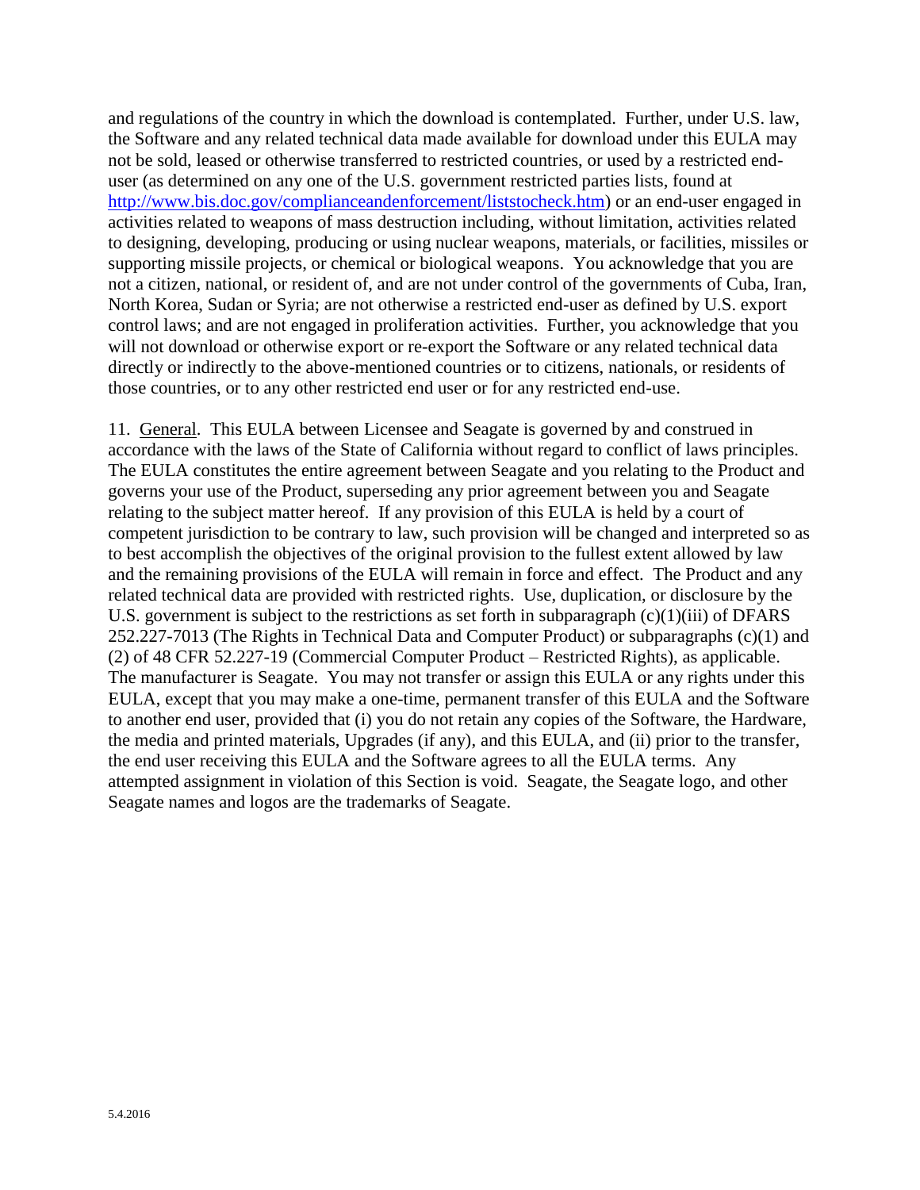and regulations of the country in which the download is contemplated. Further, under U.S. law, the Software and any related technical data made available for download under this EULA may not be sold, leased or otherwise transferred to restricted countries, or used by a restricted end-user (as determined on any one of the U.S. government restricted parties lists, found at [http://www.bis.doc.gov/complianceandenforcement/liststocheck.htm](http://www.bis.doc.gov/complianceandenforcement/liststocheck.htm)) or an end-user engaged in activities related to weapons of mass destruction including, without limitation, activities related to designing, developing, producing or using nuclear weapons, materials, or facilities, missiles or supporting missile projects, or chemical or biological weapons. You acknowledge that you are not a citizen, national, or resident of, and are not under control of the governments of Cuba, Iran, North Korea, Sudan or Syria; are not otherwise a restricted end-user as defined by U.S. export control laws; and are not engaged in proliferation activities. Further, you acknowledge that you will not download or otherwise export or re-export the Software or any related technical data directly or indirectly to the above-mentioned countries or to citizens, nationals, or residents of those countries, or to any other restricted end user or for any restricted end-use.

11. General. This EULA between Licensee and Seagate is governed by and construed in accordance with the laws of the State of California without regard to conflict of laws principles. The EULA constitutes the entire agreement between Seagate and you relating to the Product and governs your use of the Product, superseding any prior agreement between you and Seagate relating to the subject matter hereof. If any provision of this EULA is held by a court of competent jurisdiction to be contrary to law, such provision will be changed and interpreted so as to best accomplish the objectives of the original provision to the fullest extent allowed by law and the remaining provisions of the EULA will remain in force and effect. The Product and any related technical data are provided with restricted rights. Use, duplication, or disclosure by the U.S. government is subject to the restrictions as set forth in subparagraph (c)(1)(iii) of DFARS 252.227-7013 (The Rights in Technical Data and Computer Product) or subparagraphs (c)(1) and (2) of 48 CFR 52.227-19 (Commercial Computer Product – Restricted Rights), as applicable. The manufacturer is Seagate. You may not transfer or assign this EULA or any rights under this EULA, except that you may make a one-time, permanent transfer of this EULA and the Software to another end user, provided that (i) you do not retain any copies of the Software, the Hardware, the media and printed materials, Upgrades (if any), and this EULA, and (ii) prior to the transfer, the end user receiving this EULA and the Software agrees to all the EULA terms. Any attempted assignment in violation of this Section is void. Seagate, the Seagate logo, and other Seagate names and logos are the trademarks of Seagate.

5.4.2016